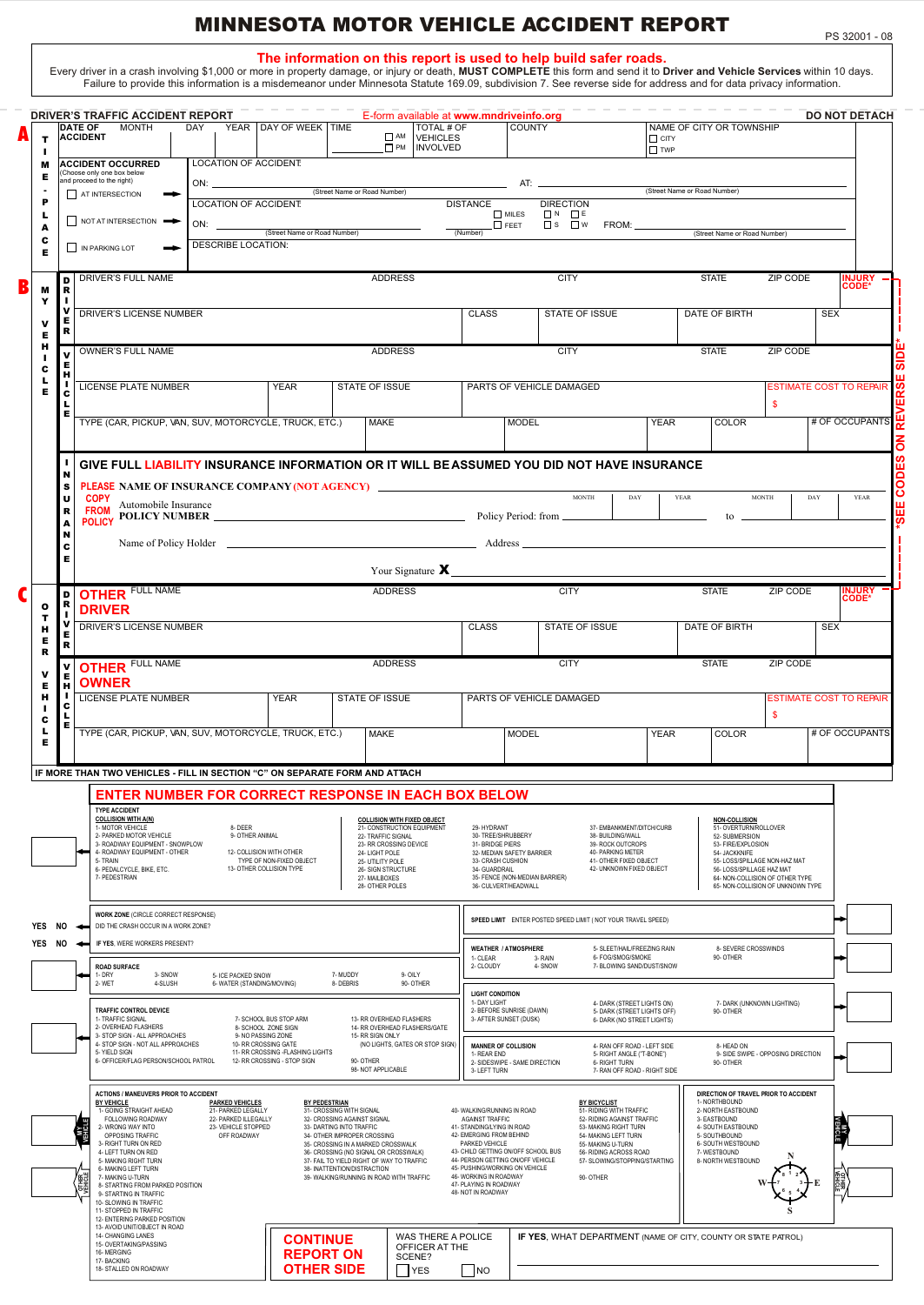# MINNESOTA MOTOR VEHICLE ACCIDENT REPORT

PS 32001 - 08

**The information on this report is used to help build safer roads.**

Every driver in a crash involving $1,000 or more in property damage, or injury or death, **MUST COMPLETE** this form and send it to **Driver and Vehicle Services** within 10 days. Failure to provide this information is a misdemeanor under Minnesota Statute 169.09, subdivision 7. See reverse side for address and for data privacy information.

**DRIVER'S TRAFFIC ACCIDENT REPORT** — E-form available at **www.mndriveinfo.org** — **DO NOT DETACH**

## A — TIME - PLACE

| DATE OF ACCIDENT: MONTH | DAY | YEAR | DAY OF WEEK | TIME ☐ AM ☐ PM | TOTAL # OF VEHICLES INVOLVED | COUNTY | NAME OF CITY OR TOWNSHIP ☐ CITY ☐ TWP |
|---|---|---|---|---|---|---|---|
| | | | | | | | |

**ACCIDENT OCCURRED** (Choose only one box below and proceed to the right)

- ☐ AT INTERSECTION ➡ LOCATION OF ACCIDENT: ON: ________ (Street Name or Road Number) AT: ________ (Street Name or Road Number)
- ☐ NOT AT INTERSECTION ➡ LOCATION OF ACCIDENT: ON: ________ (Street Name or Road Number) DISTANCE ________ (Number) ☐ MILES ☐ FEET DIRECTION ☐ N ☐ E ☐ S ☐ W FROM: ________ (Street Name or Road Number)
- ☐ IN PARKING LOT ➡ DESCRIBE LOCATION:

## B — MY VEHICLE

**DRIVER**

| DRIVER'S FULL NAME | ADDRESS | CITY | STATE | ZIP CODE | INJURY CODE* |
|---|---|---|---|---|---|
| | | | | | |

| DRIVER'S LICENSE NUMBER | CLASS | STATE OF ISSUE | DATE OF BIRTH | SEX |
|---|---|---|---|---|
| | | | | |

**VEHICLE**

| OWNER'S FULL NAME | ADDRESS | CITY | STATE | ZIP CODE |
|---|---|---|---|---|
| | | | | |

| LICENSE PLATE NUMBER | YEAR | STATE OF ISSUE | PARTS OF VEHICLE DAMAGED | ESTIMATE COST TO REPAIR $ |
|---|---|---|---|---|
| | | | | |

| TYPE (CAR, PICKUP, VAN, SUV, MOTORCYCLE, TRUCK, ETC.) | MAKE | MODEL | YEAR | COLOR | # OF OCCUPANTS |
|---|---|---|---|---|---|
| | | | | | |

**INSURANCE**

**GIVE FULL LIABILITY INSURANCE INFORMATION OR IT WILL BE ASSUMED YOU DID NOT HAVE INSURANCE**

PLEASE NAME OF INSURANCE COMPANY (NOT AGENCY) ________

COPY FROM POLICY — Automobile Insurance POLICY NUMBER ________ Policy Period: from ____ (MONTH DAY YEAR) to ____ (MONTH DAY YEAR)

Name of Policy Holder ________ Address ________

Your Signature **X** ________

*SEE CODES ON REVERSE SIDE*

## C — OTHER VEHICLE

**OTHER DRIVER**

| FULL NAME | ADDRESS | CITY | STATE | ZIP CODE | INJURY CODE* |
|---|---|---|---|---|---|
| | | | | | |

| DRIVER'S LICENSE NUMBER | CLASS | STATE OF ISSUE | DATE OF BIRTH | SEX |
|---|---|---|---|---|
| | | | | |

**OTHER OWNER**

| FULL NAME | ADDRESS | CITY | STATE | ZIP CODE |
|---|---|---|---|---|
| | | | | |

| LICENSE PLATE NUMBER | YEAR | STATE OF ISSUE | PARTS OF VEHICLE DAMAGED | ESTIMATE COST TO REPAIR $ |
|---|---|---|---|---|
| | | | | |

| TYPE (CAR, PICKUP, VAN, SUV, MOTORCYCLE, TRUCK, ETC.) | MAKE | MODEL | YEAR | COLOR | # OF OCCUPANTS |
|---|---|---|---|---|---|
| | | | | | |

**IF MORE THAN TWO VEHICLES - FILL IN SECTION "C" ON SEPARATE FORM AND ATTACH**

## ENTER NUMBER FOR CORRECT RESPONSE IN EACH BOX BELOW

**TYPE ACCIDENT**

COLLISION WITH A(N)
- 1- MOTOR VEHICLE
- 2- PARKED MOTOR VEHICLE
- 3- ROADWAY EQUIPMENT - SNOWPLOW
- 4- ROADWAY EQUIPMENT - OTHER
- 5- TRAIN
- 6- PEDALCYCLE, BIKE, ETC.
- 7- PEDESTRIAN
- 8- DEER
- 9- OTHER ANIMAL
- 12- COLLISION WITH OTHER TYPE OF NON-FIXED OBJECT
- 13- OTHER COLLISION TYPE

COLLISION WITH FIXED OBJECT
- 21- CONSTRUCTION EQUIPMENT
- 22- TRAFFIC SIGNAL
- 23- RR CROSSING DEVICE
- 24- LIGHT POLE
- 25- UTILITY POLE
- 26- SIGN STRUCTURE
- 27- MAILBOXES
- 28- OTHER POLES
- 29- HYDRANT
- 30- TREE/SHRUBBERY
- 31- BRIDGE PIERS
- 32- MEDIAN SAFETY BARRIER
- 33- CRASH CUSHION
- 34- GUARDRAIL
- 35- FENCE (NON-MEDIAN BARRIER)
- 36- CULVERT/HEADWALL
- 37- EMBANKMENT/DITCH/CURB
- 38- BUILDING/WALL
- 39- ROCK OUTCROPS
- 40- PARKING METER
- 41- OTHER FIXED OBJECT
- 42- UNKNOWN FIXED OBJECT

NON-COLLISION
- 51- OVERTURN/ROLLOVER
- 52- SUBMERSION
- 53- FIRE/EXPLOSION
- 54- JACKKNIFE
- 55- LOSS/SPILLAGE NON-HAZ MAT
- 56- LOSS/SPILLAGE HAZ MAT
- 64- NON-COLLISION OF OTHER TYPE
- 65- NON-COLLISION OF UNKNOWN TYPE

**WORK ZONE** (CIRCLE CORRECT RESPONSE)
- YES NO — DID THE CRASH OCCUR IN A WORK ZONE?
- YES NO — IF YES, WERE WORKERS PRESENT?

**SPEED LIMIT** ENTER POSTED SPEED LIMIT ( NOT YOUR TRAVEL SPEED)

**WEATHER / ATMOSPHERE**
- 1- CLEAR
- 2- CLOUDY
- 3- RAIN
- 4- SNOW
- 5- SLEET/HAIL/FREEZING RAIN
- 6- FOG/SMOG/SMOKE
- 7- BLOWING SAND/DUST/SNOW
- 8- SEVERE CROSSWINDS
- 90- OTHER

**ROAD SURFACE**
- 1- DRY
- 2- WET
- 3- SNOW
- 4-SLUSH
- 5- ICE PACKED SNOW
- 6- WATER (STANDING/MOVING)
- 7- MUDDY
- 8- DEBRIS
- 9- OILY
- 90- OTHER

**LIGHT CONDITION**
- 1- DAY LIGHT
- 2- BEFORE SUNRISE (DAWN)
- 3- AFTER SUNSET (DUSK)
- 4- DARK (STREET LIGHTS ON)
- 5- DARK (STREET LIGHTS OFF)
- 6- DARK (NO STREET LIGHTS)
- 7- DARK (UNKNOWN LIGHTING)
- 90- OTHER

**TRAFFIC CONTROL DEVICE**
- 1- TRAFFIC SIGNAL
- 2- OVERHEAD FLASHERS
- 3- STOP SIGN - ALL APPROACHES
- 4- STOP SIGN - NOT ALL APPROACHES
- 5- YIELD SIGN
- 6- OFFICER/FLAG PERSON/SCHOOL PATROL
- 7- SCHOOL BUS STOP ARM
- 8- SCHOOL ZONE SIGN
- 9- NO PASSING ZONE
- 10- RR CROSSING GATE
- 11- RR CROSSING -FLASHING LIGHTS
- 12- RR CROSSING - STOP SIGN
- 13- RR OVERHEAD FLASHERS
- 14- RR OVERHEAD FLASHERS/GATE
- 15- RR SIGN ONLY (NO LIGHTS, GATES OR STOP SIGN)
- 90- OTHER
- 98- NOT APPLICABLE

**MANNER OF COLLISION**
- 1- REAR END
- 2- SIDESWIPE - SAME DIRECTION
- 3- LEFT TURN
- 4- RAN OFF ROAD - LEFT SIDE
- 5- RIGHT ANGLE ("T-BONE")
- 6- RIGHT TURN
- 7- RAN OFF ROAD - RIGHT SIDE
- 8- HEAD ON
- 9- SIDE SWIPE - OPPOSING DIRECTION
- 90- OTHER

**ACTIONS / MANEUVERS PRIOR TO ACCIDENT** (MY VEHICLE / OTHER VEHICLE)

BY VEHICLE
- 1- GOING STRAIGHT AHEAD FOLLOWING ROADWAY
- 2- WRONG WAY INTO OPPOSING TRAFFIC
- 3- RIGHT TURN ON RED
- 4- LEFT TURN ON RED
- 5- MAKING RIGHT TURN
- 6- MAKING LEFT TURN
- 7- MAKING U-TURN
- 8- STARTING FROM PARKED POSITION
- 9- STARTING IN TRAFFIC
- 10- SLOWING IN TRAFFIC
- 11- STOPPED IN TRAFFIC
- 12- ENTERING PARKED POSITION
- 13- AVOID UNIT/OBJECT IN ROAD
- 14- CHANGING LANES
- 15- OVERTAKING/PASSING
- 16- MERGING
- 17- BACKING
- 18- STALLED ON ROADWAY

PARKED VEHICLES
- 21- PARKED LEGALLY
- 22- PARKED ILLEGALLY
- 23- VEHICLE STOPPED OFF ROADWAY

BY PEDESTRIAN
- 31- CROSSING WITH SIGNAL
- 32- CROSSING AGAINST SIGNAL
- 33- DARTING INTO TRAFFIC
- 34- OTHER IMPROPER CROSSING
- 35- CROSSING IN A MARKED CROSSWALK
- 36- CROSSING (NO SIGNAL OR CROSSWALK)
- 37- FAIL TO YIELD RIGHT OF WAY TO TRAFFIC
- 38- INATTENTION/DISTRACTION
- 39- WALKING/RUNNING IN ROAD WITH TRAFFIC
- 40- WALKING/RUNNING IN ROAD AGAINST TRAFFIC
- 41- STANDING/LYING IN ROAD
- 42- EMERGING FROM BEHIND PARKED VEHICLE
- 43- CHILD GETTING ON/OFF SCHOOL BUS
- 44- PERSON GETTING ON/OFF VEHICLE
- 45- PUSHING/WORKING ON VEHICLE
- 46- WORKING IN ROADWAY
- 47- PLAYING IN ROADWAY
- 48- NOT IN ROADWAY

BY BICYCLIST
- 51- RIDING WITH TRAFFIC
- 52- RIDING AGAINST TRAFFIC
- 53- MAKING RIGHT TURN
- 54- MAKING LEFT TURN
- 55- MAKING U-TURN
- 56- RIDING ACROSS ROAD
- 57- SLOWING/STOPPING/STARTING
- 90- OTHER

**DIRECTION OF TRAVEL PRIOR TO ACCIDENT** (MY VEHICLE / OTHER VEHICLE)
- 1- NORTHBOUND
- 2- NORTH EASTBOUND
- 3- EASTBOUND
- 4- SOUTH EASTBOUND
- 5- SOUTHBOUND
- 6- SOUTH WESTBOUND
- 7- WESTBOUND
- 8- NORTH WESTBOUND

**CONTINUE REPORT ON OTHER SIDE**

WAS THERE A POLICE OFFICER AT THE SCENE? ☐ YES ☐ NO

IF YES, WHAT DEPARTMENT (NAME OF CITY, COUNTY OR STATE PATROL) ________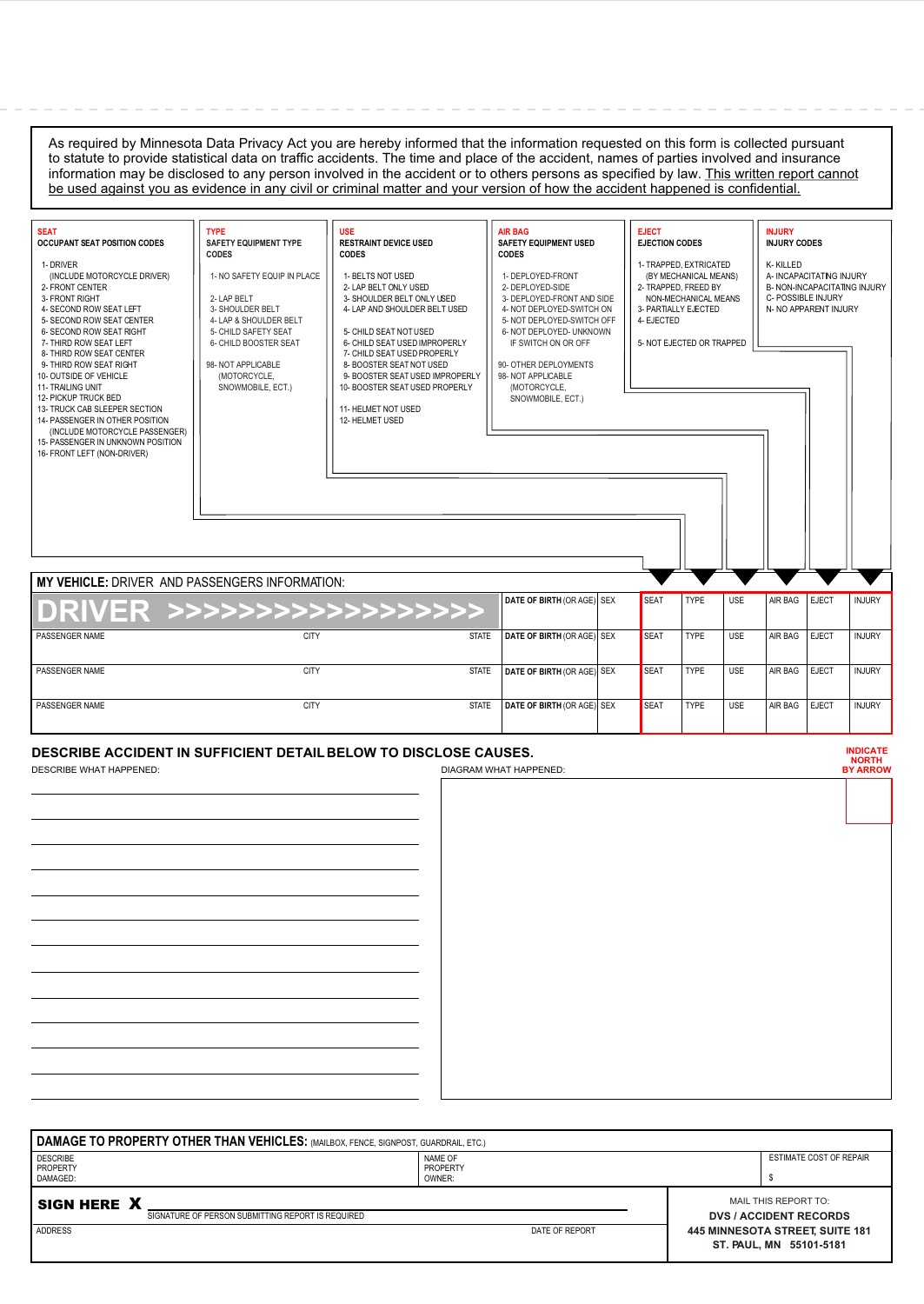As required by Minnesota Data Privacy Act you are hereby informed that the information requested on this form is collected pursuant to statute to provide statistical data on traffic accidents. The time and place of the accident, names of parties involved and insurance information may be disclosed to any person involved in the accident or to others persons as specified by law. This written report cannot be used against you as evidence in any civil or criminal matter and your version of how the accident happened is confidential.

**SEAT**
**OCCUPANT SEAT POSITION CODES**

1- DRIVER (INCLUDE MOTORCYCLE DRIVER)
2- FRONT CENTER
3- FRONT RIGHT
4- SECOND ROW SEAT LEFT
5- SECOND ROW SEAT CENTER
6- SECOND ROW SEAT RIGHT
7- THIRD ROW SEAT LEFT
8- THIRD ROW SEAT CENTER
9- THIRD ROW SEAT RIGHT
10- OUTSIDE OF VEHICLE
11- TRAILING UNIT
12- PICKUP TRUCK BED
13- TRUCK CAB SLEEPER SECTION
14- PASSENGER IN OTHER POSITION (INCLUDE MOTORCYCLE PASSENGER)
15- PASSENGER IN UNKNOWN POSITION
16- FRONT LEFT (NON-DRIVER)

**TYPE**
**SAFETY EQUIPMENT TYPE CODES**

1- NO SAFETY EQUIP IN PLACE
2- LAP BELT
3- SHOULDER BELT
4- LAP & SHOULDER BELT
5- CHILD SAFETY SEAT
6- CHILD BOOSTER SEAT
98- NOT APPLICABLE (MOTORCYCLE, SNOWMOBILE, ECT.)

**USE**
**RESTRAINT DEVICE USED CODES**

1- BELTS NOT USED
2- LAP BELT ONLY USED
3- SHOULDER BELT ONLY USED
4- LAP AND SHOULDER BELT USED
5- CHILD SEAT NOT USED
6- CHILD SEAT USED IMPROPERLY
7- CHILD SEAT USED PROPERLY
8- BOOSTER SEAT NOT USED
9- BOOSTER SEAT USED IMPROPERLY
10- BOOSTER SEAT USED PROPERLY
11- HELMET NOT USED
12- HELMET USED

**AIR BAG**
**SAFETY EQUIPMENT USED CODES**

1- DEPLOYED-FRONT
2- DEPLOYED-SIDE
3- DEPLOYED-FRONT AND SIDE
4- NOT DEPLOYED-SWITCH ON
5- NOT DEPLOYED-SWITCH OFF
6- NOT DEPLOYED- UNKNOWN IF SWITCH ON OR OFF
90- OTHER DEPLOYMENTS
98- NOT APPLICABLE (MOTORCYCLE, SNOWMOBILE, ECT.)

**EJECT**
**EJECTION CODES**

1- TRAPPED, EXTRICATED (BY MECHANICAL MEANS)
2- TRAPPED, FREED BY NON-MECHANICAL MEANS
3- PARTIALLY EJECTED
4- EJECTED
5- NOT EJECTED OR TRAPPED

**INJURY**
**INJURY CODES**

K- KILLED
A- INCAPACITATING INJURY
B- NON-INCAPACITATING INJURY
C- POSSIBLE INJURY
N- NO APPARENT INJURY

**MY VEHICLE:** DRIVER AND PASSENGERS INFORMATION:

| | | | | | | | | | | | |
|---|---|---|---|---|---|---|---|---|---|---|---|
| DRIVER >>>>>>>>>>>>>>>>>>> | | | DATE OF BIRTH (OR AGE) | SEX | SEAT | TYPE | USE | AIR BAG | EJECT | INJURY |
| PASSENGER NAME | CITY | STATE | DATE OF BIRTH (OR AGE) | SEX | SEAT | TYPE | USE | AIR BAG | EJECT | INJURY |
| PASSENGER NAME | CITY | STATE | DATE OF BIRTH (OR AGE) | SEX | SEAT | TYPE | USE | AIR BAG | EJECT | INJURY |
| PASSENGER NAME | CITY | STATE | DATE OF BIRTH (OR AGE) | SEX | SEAT | TYPE | USE | AIR BAG | EJECT | INJURY |

## DESCRIBE ACCIDENT IN SUFFICIENT DETAIL BELOW TO DISCLOSE CAUSES.

DESCRIBE WHAT HAPPENED:

DIAGRAM WHAT HAPPENED:

INDICATE NORTH BY ARROW

**DAMAGE TO PROPERTY OTHER THAN VEHICLES:** (MAILBOX, FENCE, SIGNPOST, GUARDRAIL, ETC.)

| | | |
|---|---|---|
| DESCRIBE PROPERTY DAMAGED: | NAME OF PROPERTY OWNER: | ESTIMATE COST OF REPAIR $ |

**SIGN HERE X** ______________________
SIGNATURE OF PERSON SUBMITTING REPORT IS REQUIRED

ADDRESS

DATE OF REPORT

MAIL THIS REPORT TO:
**DVS / ACCIDENT RECORDS**
**445 MINNESOTA STREET, SUITE 181**
**ST. PAUL, MN 55101-5181**